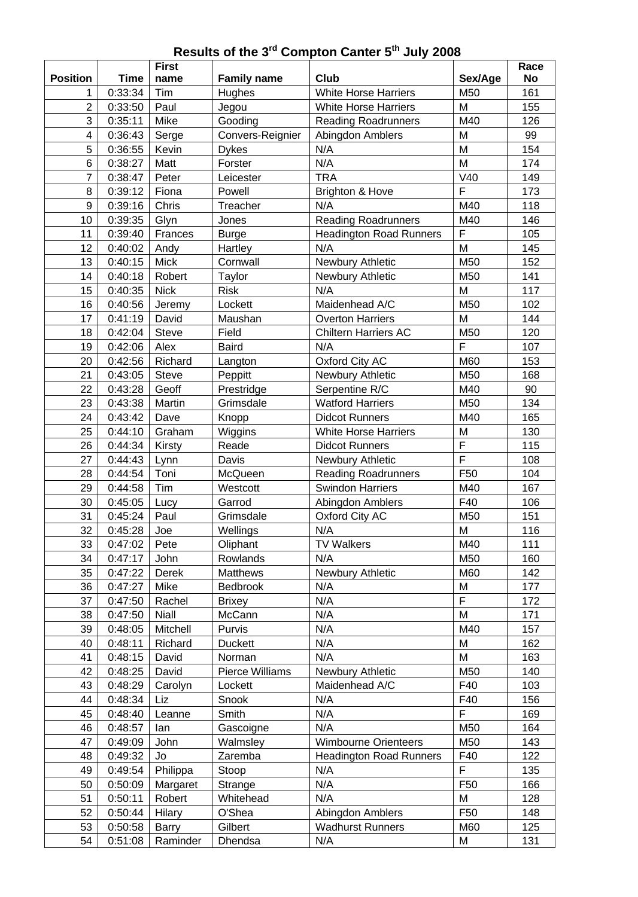# Results of the 3rd Compton Canter 5th July 2008

| Position | Time | First name | Family name | Club | Sex/Age | Race No |
|---|---|---|---|---|---|---|
| 1 | 0:33:34 | Tim | Hughes | White Horse Harriers | M50 | 161 |
| 2 | 0:33:50 | Paul | Jegou | White Horse Harriers | M | 155 |
| 3 | 0:35:11 | Mike | Gooding | Reading Roadrunners | M40 | 126 |
| 4 | 0:36:43 | Serge | Convers-Reignier | Abingdon Amblers | M | 99 |
| 5 | 0:36:55 | Kevin | Dykes | N/A | M | 154 |
| 6 | 0:38:27 | Matt | Forster | N/A | M | 174 |
| 7 | 0:38:47 | Peter | Leicester | TRA | V40 | 149 |
| 8 | 0:39:12 | Fiona | Powell | Brighton & Hove | F | 173 |
| 9 | 0:39:16 | Chris | Treacher | N/A | M40 | 118 |
| 10 | 0:39:35 | Glyn | Jones | Reading Roadrunners | M40 | 146 |
| 11 | 0:39:40 | Frances | Burge | Headington Road Runners | F | 105 |
| 12 | 0:40:02 | Andy | Hartley | N/A | M | 145 |
| 13 | 0:40:15 | Mick | Cornwall | Newbury Athletic | M50 | 152 |
| 14 | 0:40:18 | Robert | Taylor | Newbury Athletic | M50 | 141 |
| 15 | 0:40:35 | Nick | Risk | N/A | M | 117 |
| 16 | 0:40:56 | Jeremy | Lockett | Maidenhead A/C | M50 | 102 |
| 17 | 0:41:19 | David | Maushan | Overton Harriers | M | 144 |
| 18 | 0:42:04 | Steve | Field | Chiltern Harriers AC | M50 | 120 |
| 19 | 0:42:06 | Alex | Baird | N/A | F | 107 |
| 20 | 0:42:56 | Richard | Langton | Oxford City AC | M60 | 153 |
| 21 | 0:43:05 | Steve | Peppitt | Newbury Athletic | M50 | 168 |
| 22 | 0:43:28 | Geoff | Prestridge | Serpentine R/C | M40 | 90 |
| 23 | 0:43:38 | Martin | Grimsdale | Watford Harriers | M50 | 134 |
| 24 | 0:43:42 | Dave | Knopp | Didcot Runners | M40 | 165 |
| 25 | 0:44:10 | Graham | Wiggins | White Horse Harriers | M | 130 |
| 26 | 0:44:34 | Kirsty | Reade | Didcot Runners | F | 115 |
| 27 | 0:44:43 | Lynn | Davis | Newbury Athletic | F | 108 |
| 28 | 0:44:54 | Toni | McQueen | Reading Roadrunners | F50 | 104 |
| 29 | 0:44:58 | Tim | Westcott | Swindon Harriers | M40 | 167 |
| 30 | 0:45:05 | Lucy | Garrod | Abingdon Amblers | F40 | 106 |
| 31 | 0:45:24 | Paul | Grimsdale | Oxford City AC | M50 | 151 |
| 32 | 0:45:28 | Joe | Wellings | N/A | M | 116 |
| 33 | 0:47:02 | Pete | Oliphant | TV Walkers | M40 | 111 |
| 34 | 0:47:17 | John | Rowlands | N/A | M50 | 160 |
| 35 | 0:47:22 | Derek | Matthews | Newbury Athletic | M60 | 142 |
| 36 | 0:47:27 | Mike | Bedbrook | N/A | M | 177 |
| 37 | 0:47:50 | Rachel | Brixey | N/A | F | 172 |
| 38 | 0:47:50 | Niall | McCann | N/A | M | 171 |
| 39 | 0:48:05 | Mitchell | Purvis | N/A | M40 | 157 |
| 40 | 0:48:11 | Richard | Duckett | N/A | M | 162 |
| 41 | 0:48:15 | David | Norman | N/A | M | 163 |
| 42 | 0:48:25 | David | Pierce Williams | Newbury Athletic | M50 | 140 |
| 43 | 0:48:29 | Carolyn | Lockett | Maidenhead A/C | F40 | 103 |
| 44 | 0:48:34 | Liz | Snook | N/A | F40 | 156 |
| 45 | 0:48:40 | Leanne | Smith | N/A | F | 169 |
| 46 | 0:48:57 | Ian | Gascoigne | N/A | M50 | 164 |
| 47 | 0:49:09 | John | Walmsley | Wimbourne Orienteers | M50 | 143 |
| 48 | 0:49:32 | Jo | Zaremba | Headington Road Runners | F40 | 122 |
| 49 | 0:49:54 | Philippa | Stoop | N/A | F | 135 |
| 50 | 0:50:09 | Margaret | Strange | N/A | F50 | 166 |
| 51 | 0:50:11 | Robert | Whitehead | N/A | M | 128 |
| 52 | 0:50:44 | Hilary | O'Shea | Abingdon Amblers | F50 | 148 |
| 53 | 0:50:58 | Barry | Gilbert | Wadhurst Runners | M60 | 125 |
| 54 | 0:51:08 | Raminder | Dhendsa | N/A | M | 131 |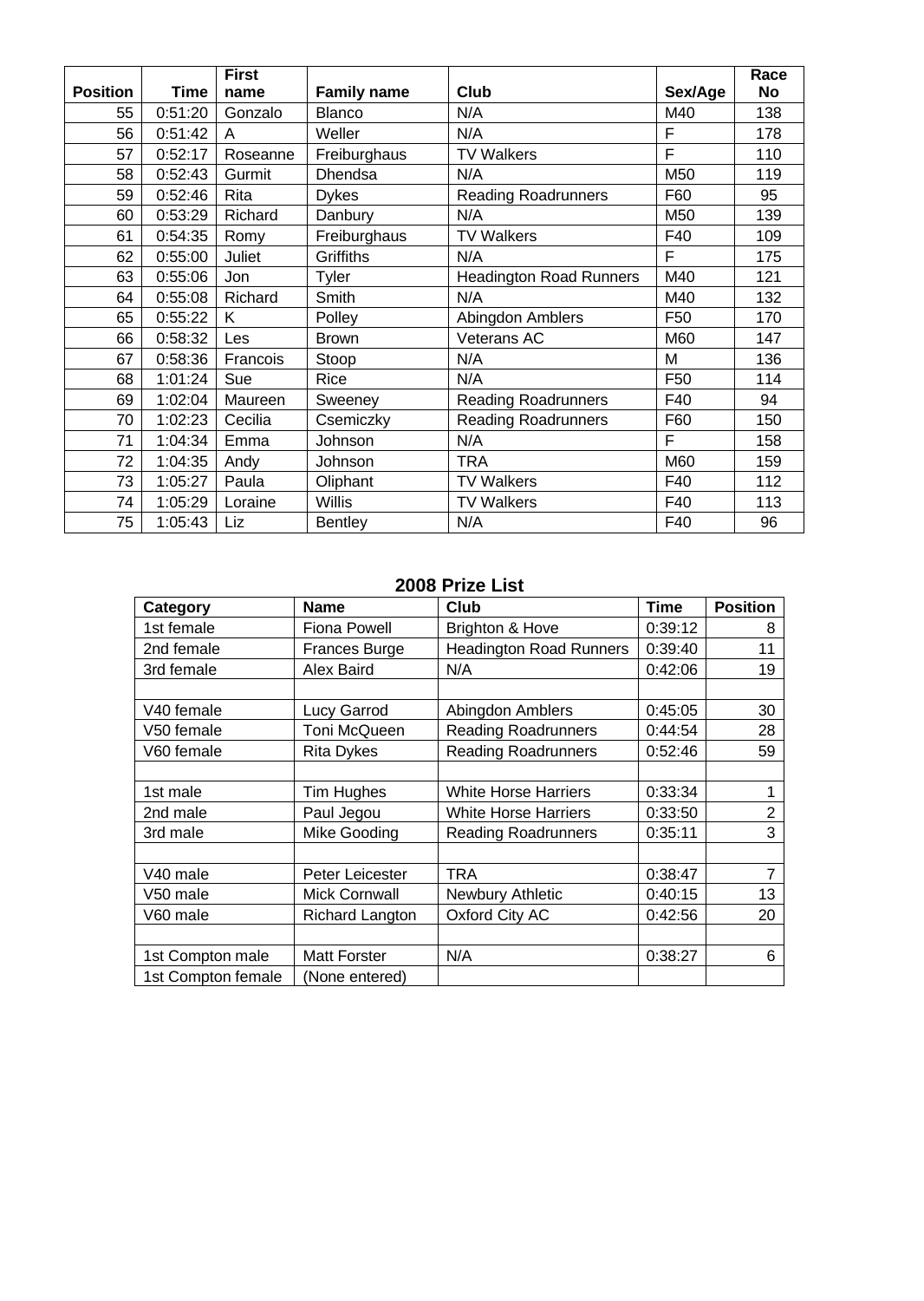| Position | Time | First name | Family name | Club | Sex/Age | Race No |
|---|---|---|---|---|---|---|
| 55 | 0:51:20 | Gonzalo | Blanco | N/A | M40 | 138 |
| 56 | 0:51:42 | A | Weller | N/A | F | 178 |
| 57 | 0:52:17 | Roseanne | Freiburghaus | TV Walkers | F | 110 |
| 58 | 0:52:43 | Gurmit | Dhendsa | N/A | M50 | 119 |
| 59 | 0:52:46 | Rita | Dykes | Reading Roadrunners | F60 | 95 |
| 60 | 0:53:29 | Richard | Danbury | N/A | M50 | 139 |
| 61 | 0:54:35 | Romy | Freiburghaus | TV Walkers | F40 | 109 |
| 62 | 0:55:00 | Juliet | Griffiths | N/A | F | 175 |
| 63 | 0:55:06 | Jon | Tyler | Headington Road Runners | M40 | 121 |
| 64 | 0:55:08 | Richard | Smith | N/A | M40 | 132 |
| 65 | 0:55:22 | K | Polley | Abingdon Amblers | F50 | 170 |
| 66 | 0:58:32 | Les | Brown | Veterans AC | M60 | 147 |
| 67 | 0:58:36 | Francois | Stoop | N/A | M | 136 |
| 68 | 1:01:24 | Sue | Rice | N/A | F50 | 114 |
| 69 | 1:02:04 | Maureen | Sweeney | Reading Roadrunners | F40 | 94 |
| 70 | 1:02:23 | Cecilia | Csemiczky | Reading Roadrunners | F60 | 150 |
| 71 | 1:04:34 | Emma | Johnson | N/A | F | 158 |
| 72 | 1:04:35 | Andy | Johnson | TRA | M60 | 159 |
| 73 | 1:05:27 | Paula | Oliphant | TV Walkers | F40 | 112 |
| 74 | 1:05:29 | Loraine | Willis | TV Walkers | F40 | 113 |
| 75 | 1:05:43 | Liz | Bentley | N/A | F40 | 96 |

## 2008 Prize List

| Category | Name | Club | Time | Position |
|---|---|---|---|---|
| 1st female | Fiona Powell | Brighton & Hove | 0:39:12 | 8 |
| 2nd female | Frances Burge | Headington Road Runners | 0:39:40 | 11 |
| 3rd female | Alex Baird | N/A | 0:42:06 | 19 |
| | | | | |
| V40 female | Lucy Garrod | Abingdon Amblers | 0:45:05 | 30 |
| V50 female | Toni McQueen | Reading Roadrunners | 0:44:54 | 28 |
| V60 female | Rita Dykes | Reading Roadrunners | 0:52:46 | 59 |
| | | | | |
| 1st male | Tim Hughes | White Horse Harriers | 0:33:34 | 1 |
| 2nd male | Paul Jegou | White Horse Harriers | 0:33:50 | 2 |
| 3rd male | Mike Gooding | Reading Roadrunners | 0:35:11 | 3 |
| | | | | |
| V40 male | Peter Leicester | TRA | 0:38:47 | 7 |
| V50 male | Mick Cornwall | Newbury Athletic | 0:40:15 | 13 |
| V60 male | Richard Langton | Oxford City AC | 0:42:56 | 20 |
| | | | | |
| 1st Compton male | Matt Forster | N/A | 0:38:27 | 6 |
| 1st Compton female | (None entered) | | | |